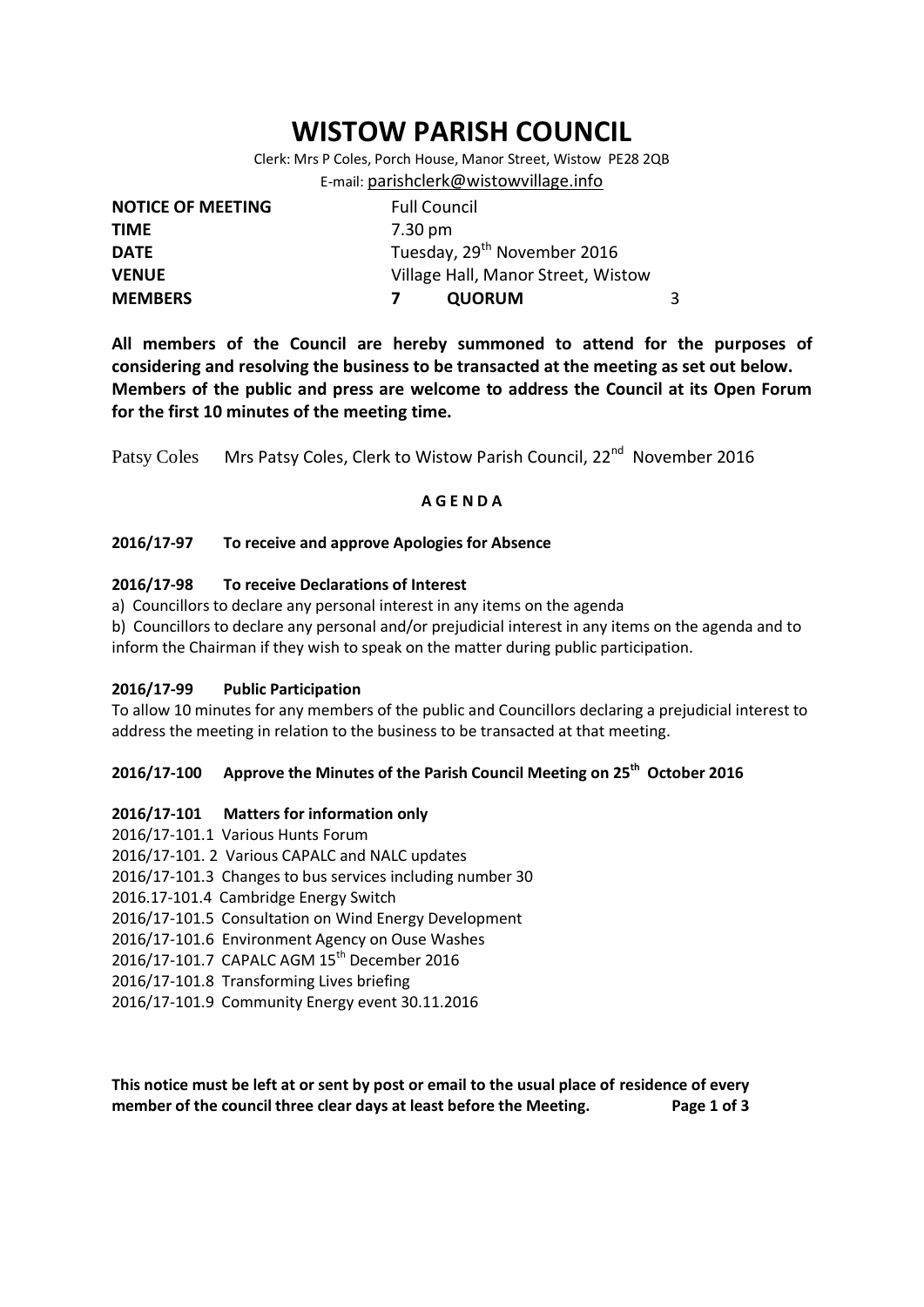# WISTOW PARISH COUNCIL

Clerk: Mrs P Coles, Porch House, Manor Street, Wistow PE28 2QB

E-mail: parishclerk@wistowvillage.info

| | | | |
|---|---|---|---|
| **NOTICE OF MEETING** | Full Council | | |
| **TIME** | 7.30 pm | | |
| **DATE** | Tuesday, 29th November 2016 | | |
| **VENUE** | Village Hall, Manor Street, Wistow | | |
| **MEMBERS** | **7** | **QUORUM** | 3 |

**All members of the Council are hereby summoned to attend for the purposes of considering and resolving the business to be transacted at the meeting as set out below. Members of the public and press are welcome to address the Council at its Open Forum for the first 10 minutes of the meeting time.**

Patsy Coles     Mrs Patsy Coles, Clerk to Wistow Parish Council, 22nd November 2016

**A G E N D A**

**2016/17-97     To receive and approve Apologies for Absence**

**2016/17-98     To receive Declarations of Interest**

a) Councillors to declare any personal interest in any items on the agenda

b) Councillors to declare any personal and/or prejudicial interest in any items on the agenda and to inform the Chairman if they wish to speak on the matter during public participation.

**2016/17-99     Public Participation**

To allow 10 minutes for any members of the public and Councillors declaring a prejudicial interest to address the meeting in relation to the business to be transacted at that meeting.

**2016/17-100     Approve the Minutes of the Parish Council Meeting on 25th October 2016**

**2016/17-101     Matters for information only**

2016/17-101.1 Various Hunts Forum

2016/17-101. 2 Various CAPALC and NALC updates

2016/17-101.3 Changes to bus services including number 30

2016.17-101.4 Cambridge Energy Switch

2016/17-101.5 Consultation on Wind Energy Development

2016/17-101.6 Environment Agency on Ouse Washes

2016/17-101.7 CAPALC AGM 15th December 2016

2016/17-101.8 Transforming Lives briefing

2016/17-101.9 Community Energy event 30.11.2016

**This notice must be left at or sent by post or email to the usual place of residence of every member of the council three clear days at least before the Meeting.**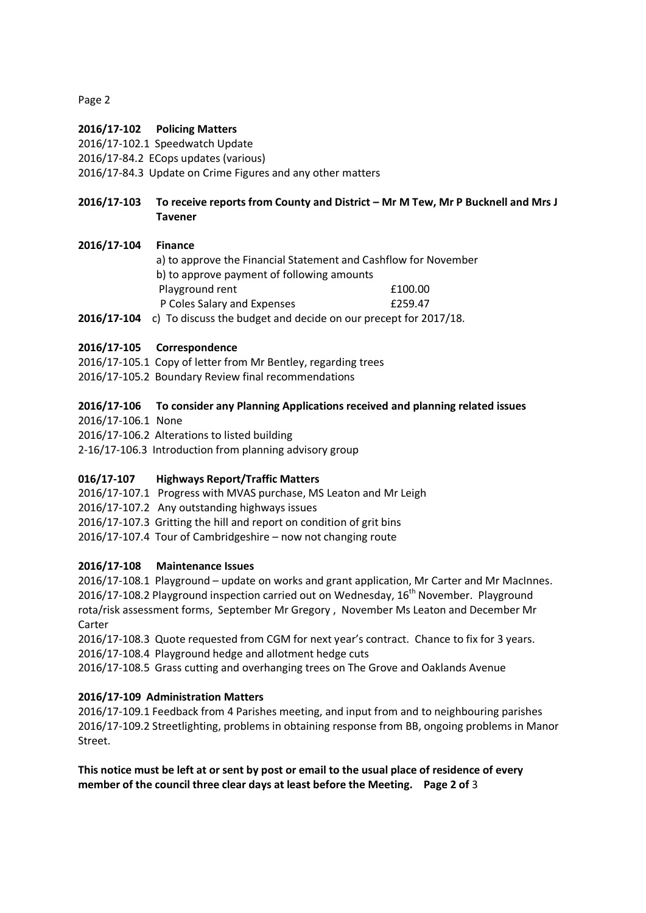**2016/17-102 Policing Matters**

2016/17-102.1 Speedwatch Update
2016/17-84.2 ECops updates (various)
2016/17-84.3 Update on Crime Figures and any other matters

**2016/17-103 To receive reports from County and District – Mr M Tew, Mr P Bucknell and Mrs J Tavener**

**2016/17-104 Finance**

a) to approve the Financial Statement and Cashflow for November
b) to approve payment of following amounts

| | |
|---|---|
| Playground rent | £100.00 |
| P Coles Salary and Expenses | £259.47 |

**2016/17-104** c) To discuss the budget and decide on our precept for 2017/18.

**2016/17-105 Correspondence**

2016/17-105.1 Copy of letter from Mr Bentley, regarding trees
2016/17-105.2 Boundary Review final recommendations

**2016/17-106 To consider any Planning Applications received and planning related issues**

2016/17-106.1 None
2016/17-106.2 Alterations to listed building
2-16/17-106.3 Introduction from planning advisory group

**016/17-107 Highways Report/Traffic Matters**

2016/17-107.1 Progress with MVAS purchase, MS Leaton and Mr Leigh
2016/17-107.2 Any outstanding highways issues
2016/17-107.3 Gritting the hill and report on condition of grit bins
2016/17-107.4 Tour of Cambridgeshire – now not changing route

**2016/17-108 Maintenance Issues**

2016/17-108.1 Playground – update on works and grant application, Mr Carter and Mr MacInnes.
2016/17-108.2 Playground inspection carried out on Wednesday, 16th November. Playground rota/risk assessment forms, September Mr Gregory , November Ms Leaton and December Mr Carter
2016/17-108.3 Quote requested from CGM for next year's contract. Chance to fix for 3 years.
2016/17-108.4 Playground hedge and allotment hedge cuts
2016/17-108.5 Grass cutting and overhanging trees on The Grove and Oaklands Avenue

**2016/17-109 Administration Matters**

2016/17-109.1 Feedback from 4 Parishes meeting, and input from and to neighbouring parishes
2016/17-109.2 Streetlighting, problems in obtaining response from BB, ongoing problems in Manor Street.

**This notice must be left at or sent by post or email to the usual place of residence of every member of the council three clear days at least before the Meeting.**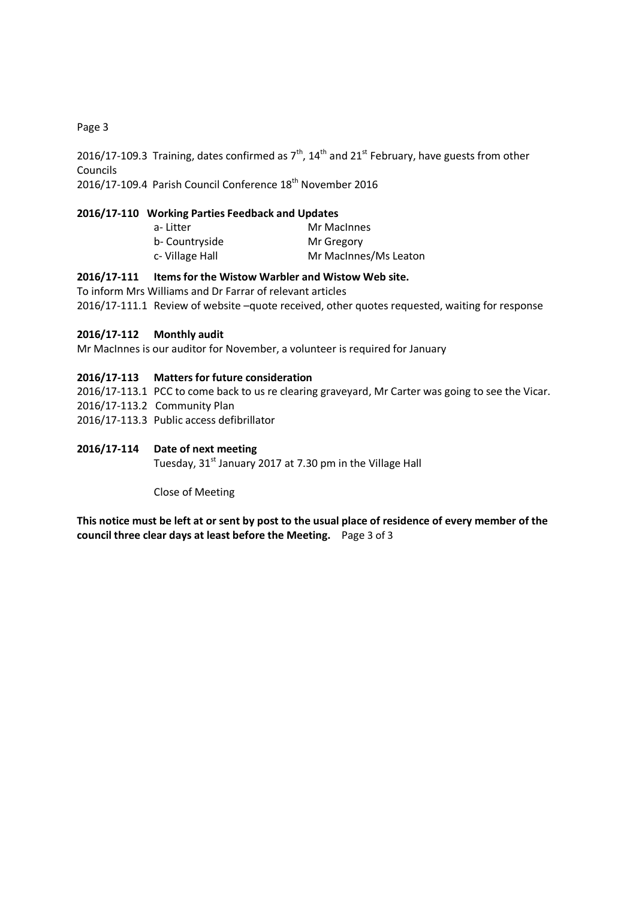2016/17-109.3 Training, dates confirmed as 7th, 14th and 21st February, have guests from other Councils

2016/17-109.4 Parish Council Conference 18th November 2016

**2016/17-110 Working Parties Feedback and Updates**

| | |
|---|---|
| a- Litter | Mr MacInnes |
| b- Countryside | Mr Gregory |
| c- Village Hall | Mr MacInnes/Ms Leaton |

**2016/17-111 Items for the Wistow Warbler and Wistow Web site.**

To inform Mrs Williams and Dr Farrar of relevant articles

2016/17-111.1 Review of website –quote received, other quotes requested, waiting for response

**2016/17-112 Monthly audit**

Mr MacInnes is our auditor for November, a volunteer is required for January

**2016/17-113 Matters for future consideration**

2016/17-113.1 PCC to come back to us re clearing graveyard, Mr Carter was going to see the Vicar.

2016/17-113.2 Community Plan

2016/17-113.3 Public access defibrillator

**2016/17-114 Date of next meeting**

Tuesday, 31st January 2017 at 7.30 pm in the Village Hall

Close of Meeting

**This notice must be left at or sent by post to the usual place of residence of every member of the council three clear days at least before the Meeting.**